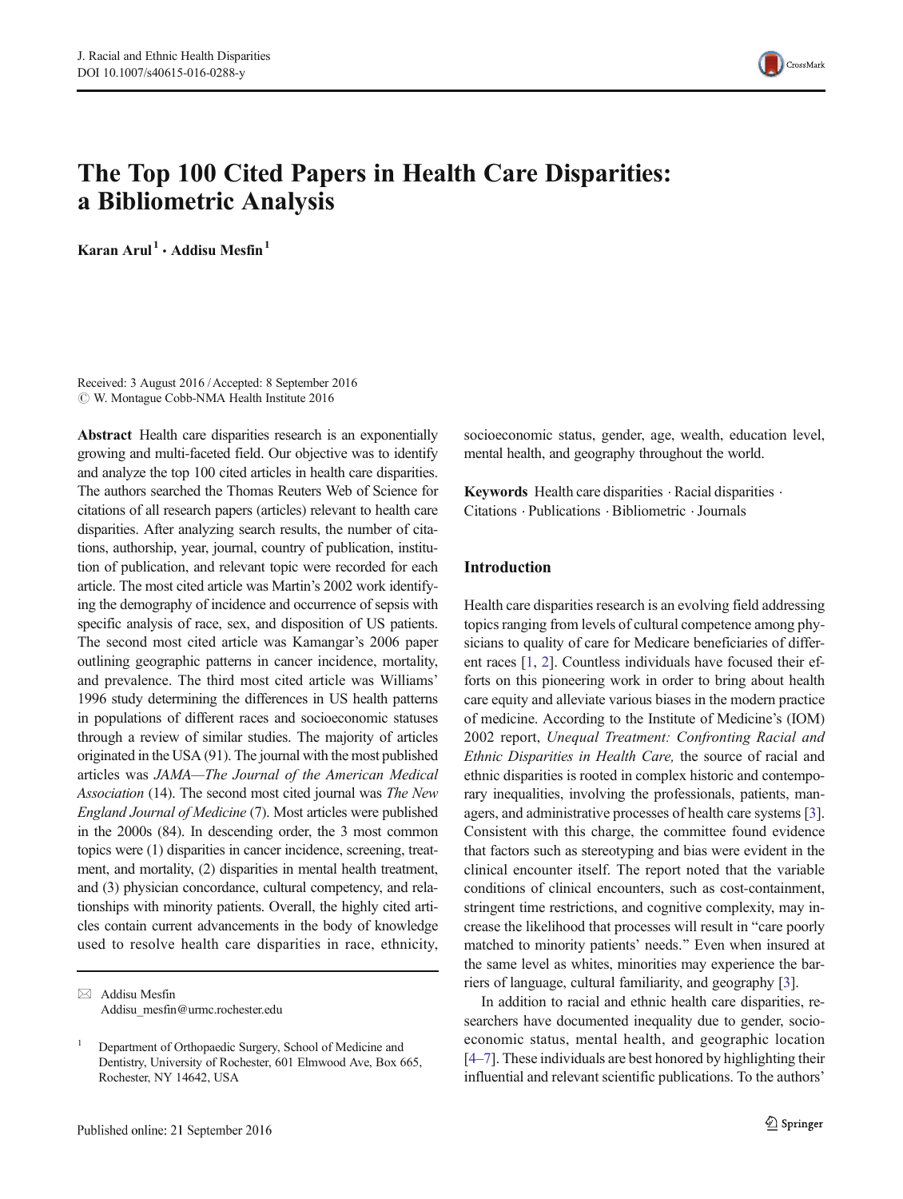# The Top 100 Cited Papers in Health Care Disparities: a Bibliometric Analysis

**Karan Arul**[1] · **Addisu Mesfin**[1]

Received: 3 August 2016 / Accepted: 8 September 2016
© W. Montague Cobb-NMA Health Institute 2016

**Abstract** Health care disparities research is an exponentially growing and multi-faceted field. Our objective was to identify and analyze the top 100 cited articles in health care disparities. The authors searched the Thomas Reuters Web of Science for citations of all research papers (articles) relevant to health care disparities. After analyzing search results, the number of citations, authorship, year, journal, country of publication, institution of publication, and relevant topic were recorded for each article. The most cited article was Martin's 2002 work identifying the demography of incidence and occurrence of sepsis with specific analysis of race, sex, and disposition of US patients. The second most cited article was Kamangar's 2006 paper outlining geographic patterns in cancer incidence, mortality, and prevalence. The third most cited article was Williams' 1996 study determining the differences in US health patterns in populations of different races and socioeconomic statuses through a review of similar studies. The majority of articles originated in the USA (91). The journal with the most published articles was *JAMA—The Journal of the American Medical Association* (14). The second most cited journal was *The New England Journal of Medicine* (7). Most articles were published in the 2000s (84). In descending order, the 3 most common topics were (1) disparities in cancer incidence, screening, treatment, and mortality, (2) disparities in mental health treatment, and (3) physician concordance, cultural competency, and relationships with minority patients. Overall, the highly cited articles contain current advancements in the body of knowledge used to resolve health care disparities in race, ethnicity, socioeconomic status, gender, age, wealth, education level, mental health, and geography throughout the world.

**Keywords** Health care disparities · Racial disparities · Citations · Publications · Bibliometric · Journals

✉ Addisu Mesfin
Addisu_mesfin@urmc.rochester.edu

[1] Department of Orthopaedic Surgery, School of Medicine and Dentistry, University of Rochester, 601 Elmwood Ave, Box 665, Rochester, NY 14642, USA

## Introduction

Health care disparities research is an evolving field addressing topics ranging from levels of cultural competence among physicians to quality of care for Medicare beneficiaries of different races [1, 2]. Countless individuals have focused their efforts on this pioneering work in order to bring about health care equity and alleviate various biases in the modern practice of medicine. According to the Institute of Medicine's (IOM) 2002 report, *Unequal Treatment: Confronting Racial and Ethnic Disparities in Health Care,* the source of racial and ethnic disparities is rooted in complex historic and contemporary inequalities, involving the professionals, patients, managers, and administrative processes of health care systems [3]. Consistent with this charge, the committee found evidence that factors such as stereotyping and bias were evident in the clinical encounter itself. The report noted that the variable conditions of clinical encounters, such as cost-containment, stringent time restrictions, and cognitive complexity, may increase the likelihood that processes will result in "care poorly matched to minority patients' needs." Even when insured at the same level as whites, minorities may experience the barriers of language, cultural familiarity, and geography [3].

In addition to racial and ethnic health care disparities, researchers have documented inequality due to gender, socioeconomic status, mental health, and geographic location [4–7]. These individuals are best honored by highlighting their influential and relevant scientific publications. To the authors'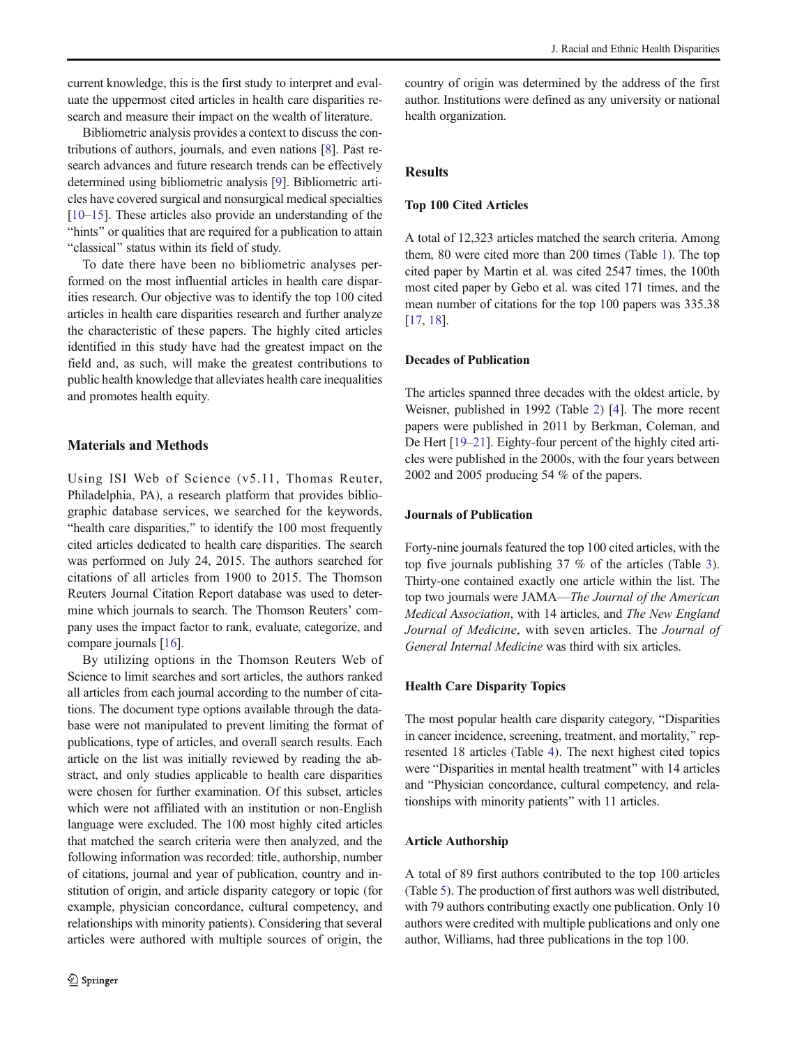current knowledge, this is the first study to interpret and evaluate the uppermost cited articles in health care disparities research and measure their impact on the wealth of literature.

Bibliometric analysis provides a context to discuss the contributions of authors, journals, and even nations [8]. Past research advances and future research trends can be effectively determined using bibliometric analysis [9]. Bibliometric articles have covered surgical and nonsurgical medical specialties [10–15]. These articles also provide an understanding of the "hints" or qualities that are required for a publication to attain "classical" status within its field of study.

To date there have been no bibliometric analyses performed on the most influential articles in health care disparities research. Our objective was to identify the top 100 cited articles in health care disparities research and further analyze the characteristic of these papers. The highly cited articles identified in this study have had the greatest impact on the field and, as such, will make the greatest contributions to public health knowledge that alleviates health care inequalities and promotes health equity.

## Materials and Methods

Using ISI Web of Science (v5.11, Thomas Reuter, Philadelphia, PA), a research platform that provides bibliographic database services, we searched for the keywords, "health care disparities," to identify the 100 most frequently cited articles dedicated to health care disparities. The search was performed on July 24, 2015. The authors searched for citations of all articles from 1900 to 2015. The Thomson Reuters Journal Citation Report database was used to determine which journals to search. The Thomson Reuters' company uses the impact factor to rank, evaluate, categorize, and compare journals [16].

By utilizing options in the Thomson Reuters Web of Science to limit searches and sort articles, the authors ranked all articles from each journal according to the number of citations. The document type options available through the database were not manipulated to prevent limiting the format of publications, type of articles, and overall search results. Each article on the list was initially reviewed by reading the abstract, and only studies applicable to health care disparities were chosen for further examination. Of this subset, articles which were not affiliated with an institution or non-English language were excluded. The 100 most highly cited articles that matched the search criteria were then analyzed, and the following information was recorded: title, authorship, number of citations, journal and year of publication, country and institution of origin, and article disparity category or topic (for example, physician concordance, cultural competency, and relationships with minority patients). Considering that several articles were authored with multiple sources of origin, the country of origin was determined by the address of the first author. Institutions were defined as any university or national health organization.

## Results

### Top 100 Cited Articles

A total of 12,323 articles matched the search criteria. Among them, 80 were cited more than 200 times (Table 1). The top cited paper by Martin et al. was cited 2547 times, the 100th most cited paper by Gebo et al. was cited 171 times, and the mean number of citations for the top 100 papers was 335.38 [17, 18].

### Decades of Publication

The articles spanned three decades with the oldest article, by Weisner, published in 1992 (Table 2) [4]. The more recent papers were published in 2011 by Berkman, Coleman, and De Hert [19–21]. Eighty-four percent of the highly cited articles were published in the 2000s, with the four years between 2002 and 2005 producing 54 % of the papers.

### Journals of Publication

Forty-nine journals featured the top 100 cited articles, with the top five journals publishing 37 % of the articles (Table 3). Thirty-one contained exactly one article within the list. The top two journals were JAMA—*The Journal of the American Medical Association*, with 14 articles, and *The New England Journal of Medicine*, with seven articles. The *Journal of General Internal Medicine* was third with six articles.

### Health Care Disparity Topics

The most popular health care disparity category, "Disparities in cancer incidence, screening, treatment, and mortality," represented 18 articles (Table 4). The next highest cited topics were "Disparities in mental health treatment" with 14 articles and "Physician concordance, cultural competency, and relationships with minority patients" with 11 articles.

### Article Authorship

A total of 89 first authors contributed to the top 100 articles (Table 5). The production of first authors was well distributed, with 79 authors contributing exactly one publication. Only 10 authors were credited with multiple publications and only one author, Williams, had three publications in the top 100.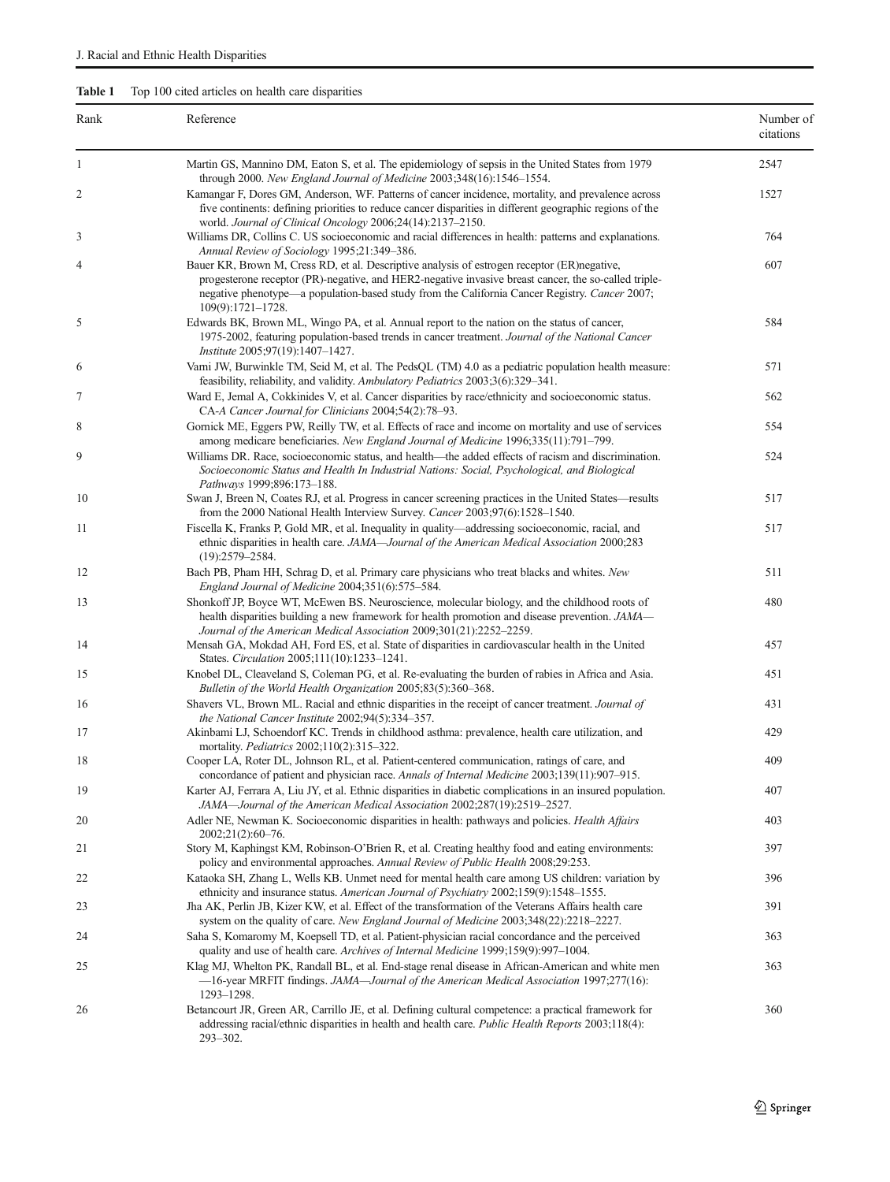**Table 1** Top 100 cited articles on health care disparities

| Rank | Reference | Number of citations |
|---|---|---|
| 1 | Martin GS, Mannino DM, Eaton S, et al. The epidemiology of sepsis in the United States from 1979 through 2000. *New England Journal of Medicine* 2003;348(16):1546–1554. | 2547 |
| 2 | Kamangar F, Dores GM, Anderson, WF. Patterns of cancer incidence, mortality, and prevalence across five continents: defining priorities to reduce cancer disparities in different geographic regions of the world. *Journal of Clinical Oncology* 2006;24(14):2137–2150. | 1527 |
| 3 | Williams DR, Collins C. US socioeconomic and racial differences in health: patterns and explanations. *Annual Review of Sociology* 1995;21:349–386. | 764 |
| 4 | Bauer KR, Brown M, Cress RD, et al. Descriptive analysis of estrogen receptor (ER)negative, progesterone receptor (PR)-negative, and HER2-negative invasive breast cancer, the so-called triple-negative phenotype—a population-based study from the California Cancer Registry. *Cancer* 2007; 109(9):1721–1728. | 607 |
| 5 | Edwards BK, Brown ML, Wingo PA, et al. Annual report to the nation on the status of cancer, 1975-2002, featuring population-based trends in cancer treatment. *Journal of the National Cancer Institute* 2005;97(19):1407–1427. | 584 |
| 6 | Varni JW, Burwinkle TM, Seid M, et al. The PedsQL (TM) 4.0 as a pediatric population health measure: feasibility, reliability, and validity. *Ambulatory Pediatrics* 2003;3(6):329–341. | 571 |
| 7 | Ward E, Jemal A, Cokkinides V, et al. Cancer disparities by race/ethnicity and socioeconomic status. *CA-A Cancer Journal for Clinicians* 2004;54(2):78–93. | 562 |
| 8 | Gornick ME, Eggers PW, Reilly TW, et al. Effects of race and income on mortality and use of services among medicare beneficiaries. *New England Journal of Medicine* 1996;335(11):791–799. | 554 |
| 9 | Williams DR. Race, socioeconomic status, and health—the added effects of racism and discrimination. *Socioeconomic Status and Health In Industrial Nations: Social, Psychological, and Biological Pathways* 1999;896:173–188. | 524 |
| 10 | Swan J, Breen N, Coates RJ, et al. Progress in cancer screening practices in the United States—results from the 2000 National Health Interview Survey. *Cancer* 2003;97(6):1528–1540. | 517 |
| 11 | Fiscella K, Franks P, Gold MR, et al. Inequality in quality—addressing socioeconomic, racial, and ethnic disparities in health care. *JAMA—Journal of the American Medical Association* 2000;283 (19):2579–2584. | 517 |
| 12 | Bach PB, Pham HH, Schrag D, et al. Primary care physicians who treat blacks and whites. *New England Journal of Medicine* 2004;351(6):575–584. | 511 |
| 13 | Shonkoff JP, Boyce WT, McEwen BS. Neuroscience, molecular biology, and the childhood roots of health disparities building a new framework for health promotion and disease prevention. *JAMA—Journal of the American Medical Association* 2009;301(21):2252–2259. | 480 |
| 14 | Mensah GA, Mokdad AH, Ford ES, et al. State of disparities in cardiovascular health in the United States. *Circulation* 2005;111(10):1233–1241. | 457 |
| 15 | Knobel DL, Cleaveland S, Coleman PG, et al. Re-evaluating the burden of rabies in Africa and Asia. *Bulletin of the World Health Organization* 2005;83(5):360–368. | 451 |
| 16 | Shavers VL, Brown ML. Racial and ethnic disparities in the receipt of cancer treatment. *Journal of the National Cancer Institute* 2002;94(5):334–357. | 431 |
| 17 | Akinbami LJ, Schoendorf KC. Trends in childhood asthma: prevalence, health care utilization, and mortality. *Pediatrics* 2002;110(2):315–322. | 429 |
| 18 | Cooper LA, Roter DL, Johnson RL, et al. Patient-centered communication, ratings of care, and concordance of patient and physician race. *Annals of Internal Medicine* 2003;139(11):907–915. | 409 |
| 19 | Karter AJ, Ferrara A, Liu JY, et al. Ethnic disparities in diabetic complications in an insured population. *JAMA—Journal of the American Medical Association* 2002;287(19):2519–2527. | 407 |
| 20 | Adler NE, Newman K. Socioeconomic disparities in health: pathways and policies. *Health Affairs* 2002;21(2):60–76. | 403 |
| 21 | Story M, Kaphingst KM, Robinson-O'Brien R, et al. Creating healthy food and eating environments: policy and environmental approaches. *Annual Review of Public Health* 2008;29:253. | 397 |
| 22 | Kataoka SH, Zhang L, Wells KB. Unmet need for mental health care among US children: variation by ethnicity and insurance status. *American Journal of Psychiatry* 2002;159(9):1548–1555. | 396 |
| 23 | Jha AK, Perlin JB, Kizer KW, et al. Effect of the transformation of the Veterans Affairs health care system on the quality of care. *New England Journal of Medicine* 2003;348(22):2218–2227. | 391 |
| 24 | Saha S, Komaromy M, Koepsell TD, et al. Patient-physician racial concordance and the perceived quality and use of health care. *Archives of Internal Medicine* 1999;159(9):997–1004. | 363 |
| 25 | Klag MJ, Whelton PK, Randall BL, et al. End-stage renal disease in African-American and white men —16-year MRFIT findings. *JAMA—Journal of the American Medical Association* 1997;277(16): 1293–1298. | 363 |
| 26 | Betancourt JR, Green AR, Carrillo JE, et al. Defining cultural competence: a practical framework for addressing racial/ethnic disparities in health and health care. *Public Health Reports* 2003;118(4): 293–302. | 360 |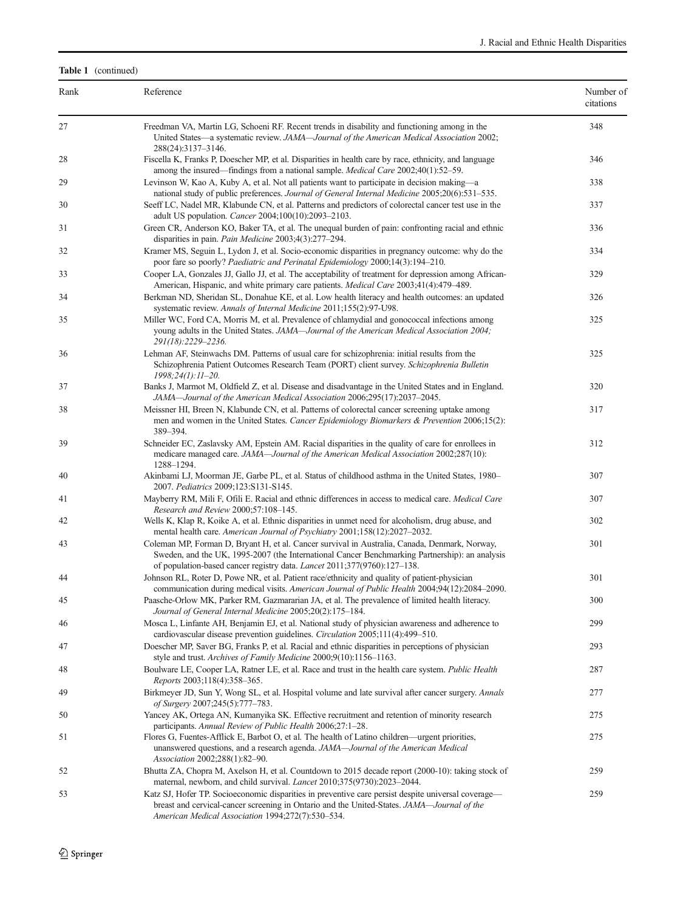**Table 1** (continued)

| Rank | Reference | Number of citations |
|---|---|---|
| 27 | Freedman VA, Martin LG, Schoeni RF. Recent trends in disability and functioning among in the United States—a systematic review. *JAMA—Journal of the American Medical Association* 2002; 288(24):3137–3146. | 348 |
| 28 | Fiscella K, Franks P, Doescher MP, et al. Disparities in health care by race, ethnicity, and language among the insured—findings from a national sample. *Medical Care* 2002;40(1):52–59. | 346 |
| 29 | Levinson W, Kao A, Kuby A, et al. Not all patients want to participate in decision making—a national study of public preferences. *Journal of General Internal Medicine* 2005;20(6):531–535. | 338 |
| 30 | Seeff LC, Nadel MR, Klabunde CN, et al. Patterns and predictors of colorectal cancer test use in the adult US population. *Cancer* 2004;100(10):2093–2103. | 337 |
| 31 | Green CR, Anderson KO, Baker TA, et al. The unequal burden of pain: confronting racial and ethnic disparities in pain. *Pain Medicine* 2003;4(3):277–294. | 336 |
| 32 | Kramer MS, Seguin L, Lydon J, et al. Socio-economic disparities in pregnancy outcome: why do the poor fare so poorly? *Paediatric and Perinatal Epidemiology* 2000;14(3):194–210. | 334 |
| 33 | Cooper LA, Gonzales JJ, Gallo JJ, et al. The acceptability of treatment for depression among African-American, Hispanic, and white primary care patients. *Medical Care* 2003;41(4):479–489. | 329 |
| 34 | Berkman ND, Sheridan SL, Donahue KE, et al. Low health literacy and health outcomes: an updated systematic review. *Annals of Internal Medicine* 2011;155(2):97-U98. | 326 |
| 35 | Miller WC, Ford CA, Morris M, et al. Prevalence of chlamydial and gonococcal infections among young adults in the United States. *JAMA—Journal of the American Medical Association 2004; 291(18):2229–2236.* | 325 |
| 36 | Lehman AF, Steinwachs DM. Patterns of usual care for schizophrenia: initial results from the Schizophrenia Patient Outcomes Research Team (PORT) client survey. *Schizophrenia Bulletin 1998;24(1):11–20.* | 325 |
| 37 | Banks J, Marmot M, Oldfield Z, et al. Disease and disadvantage in the United States and in England. *JAMA—Journal of the American Medical Association* 2006;295(17):2037–2045. | 320 |
| 38 | Meissner HI, Breen N, Klabunde CN, et al. Patterns of colorectal cancer screening uptake among men and women in the United States. *Cancer Epidemiology Biomarkers & Prevention* 2006;15(2): 389–394. | 317 |
| 39 | Schneider EC, Zaslavsky AM, Epstein AM. Racial disparities in the quality of care for enrollees in medicare managed care. *JAMA—Journal of the American Medical Association* 2002;287(10): 1288–1294. | 312 |
| 40 | Akinbami LJ, Moorman JE, Garbe PL, et al. Status of childhood asthma in the United States, 1980–2007. *Pediatrics* 2009;123:S131-S145. | 307 |
| 41 | Mayberry RM, Mili F, Ofili E. Racial and ethnic differences in access to medical care. *Medical Care Research and Review* 2000;57:108–145. | 307 |
| 42 | Wells K, Klap R, Koike A, et al. Ethnic disparities in unmet need for alcoholism, drug abuse, and mental health care. *American Journal of Psychiatry* 2001;158(12):2027–2032. | 302 |
| 43 | Coleman MP, Forman D, Bryant H, et al. Cancer survival in Australia, Canada, Denmark, Norway, Sweden, and the UK, 1995-2007 (the International Cancer Benchmarking Partnership): an analysis of population-based cancer registry data. *Lancet* 2011;377(9760):127–138. | 301 |
| 44 | Johnson RL, Roter D, Powe NR, et al. Patient race/ethnicity and quality of patient-physician communication during medical visits. *American Journal of Public Health* 2004;94(12):2084–2090. | 301 |
| 45 | Paasche-Orlow MK, Parker RM, Gazmararian JA, et al. The prevalence of limited health literacy. *Journal of General Internal Medicine* 2005;20(2):175–184. | 300 |
| 46 | Mosca L, Linfante AH, Benjamin EJ, et al. National study of physician awareness and adherence to cardiovascular disease prevention guidelines. *Circulation* 2005;111(4):499–510. | 299 |
| 47 | Doescher MP, Saver BG, Franks P, et al. Racial and ethnic disparities in perceptions of physician style and trust. *Archives of Family Medicine* 2000;9(10):1156–1163. | 293 |
| 48 | Boulware LE, Cooper LA, Ratner LE, et al. Race and trust in the health care system. *Public Health Reports* 2003;118(4):358–365. | 287 |
| 49 | Birkmeyer JD, Sun Y, Wong SL, et al. Hospital volume and late survival after cancer surgery. *Annals of Surgery* 2007;245(5):777–783. | 277 |
| 50 | Yancey AK, Ortega AN, Kumanyika SK. Effective recruitment and retention of minority research participants. *Annual Review of Public Health* 2006;27:1–28. | 275 |
| 51 | Flores G, Fuentes-Afflick E, Barbot O, et al. The health of Latino children—urgent priorities, unanswered questions, and a research agenda. *JAMA—Journal of the American Medical Association* 2002;288(1):82–90. | 275 |
| 52 | Bhutta ZA, Chopra M, Axelson H, et al. Countdown to 2015 decade report (2000-10): taking stock of maternal, newborn, and child survival. *Lancet* 2010;375(9730):2023–2044. | 259 |
| 53 | Katz SJ, Hofer TP. Socioeconomic disparities in preventive care persist despite universal coverage—breast and cervical-cancer screening in Ontario and the United-States. *JAMA—Journal of the American Medical Association* 1994;272(7):530–534. | 259 |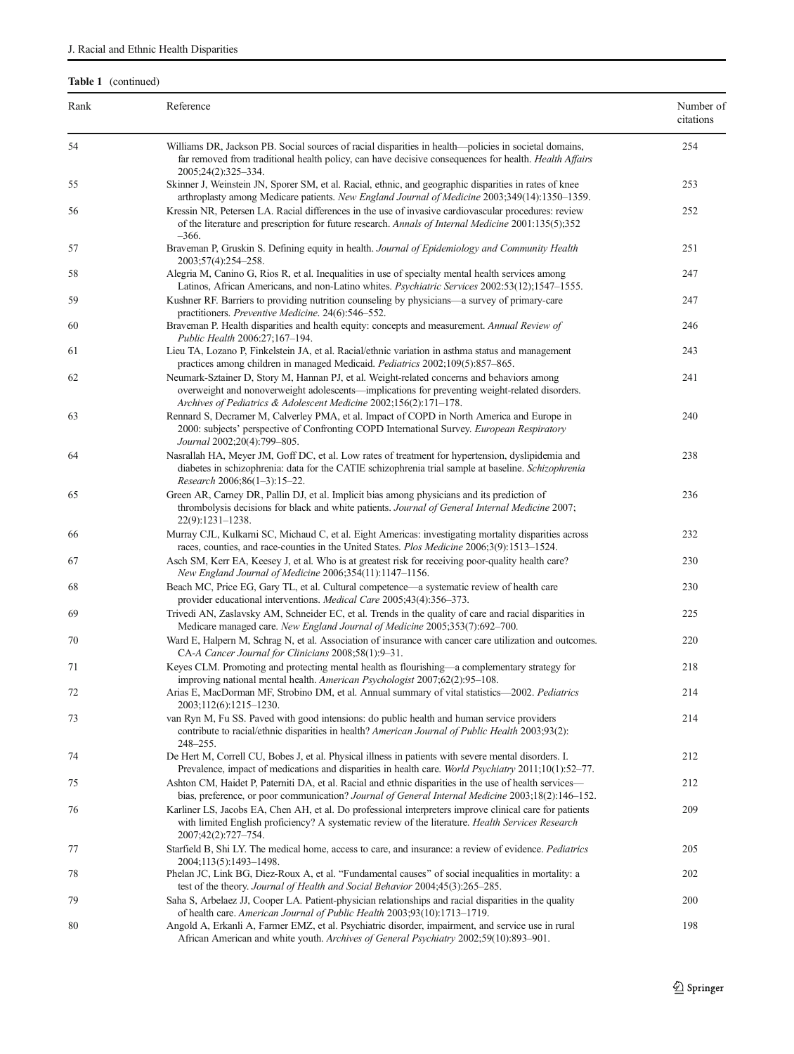**Table 1** (continued)

| Rank | Reference | Number of citations |
|---|---|---|
| 54 | Williams DR, Jackson PB. Social sources of racial disparities in health—policies in societal domains, far removed from traditional health policy, can have decisive consequences for health. *Health Affairs* 2005;24(2):325–334. | 254 |
| 55 | Skinner J, Weinstein JN, Sporer SM, et al. Racial, ethnic, and geographic disparities in rates of knee arthroplasty among Medicare patients. *New England Journal of Medicine* 2003;349(14):1350–1359. | 253 |
| 56 | Kressin NR, Petersen LA. Racial differences in the use of invasive cardiovascular procedures: review of the literature and prescription for future research. *Annals of Internal Medicine* 2001:135(5);352–366. | 252 |
| 57 | Braveman P, Gruskin S. Defining equity in health. *Journal of Epidemiology and Community Health* 2003;57(4):254–258. | 251 |
| 58 | Alegria M, Canino G, Rios R, et al. Inequalities in use of specialty mental health services among Latinos, African Americans, and non-Latino whites. *Psychiatric Services* 2002:53(12);1547–1555. | 247 |
| 59 | Kushner RF. Barriers to providing nutrition counseling by physicians—a survey of primary-care practitioners. *Preventive Medicine*. 24(6):546–552. | 247 |
| 60 | Braveman P. Health disparities and health equity: concepts and measurement. *Annual Review of Public Health* 2006:27;167–194. | 246 |
| 61 | Lieu TA, Lozano P, Finkelstein JA, et al. Racial/ethnic variation in asthma status and management practices among children in managed Medicaid. *Pediatrics* 2002;109(5):857–865. | 243 |
| 62 | Neumark-Sztainer D, Story M, Hannan PJ, et al. Weight-related concerns and behaviors among overweight and nonoverweight adolescents—implications for preventing weight-related disorders. *Archives of Pediatrics & Adolescent Medicine* 2002;156(2):171–178. | 241 |
| 63 | Rennard S, Decramer M, Calverley PMA, et al. Impact of COPD in North America and Europe in 2000: subjects' perspective of Confronting COPD International Survey. *European Respiratory Journal* 2002;20(4):799–805. | 240 |
| 64 | Nasrallah HA, Meyer JM, Goff DC, et al. Low rates of treatment for hypertension, dyslipidemia and diabetes in schizophrenia: data for the CATIE schizophrenia trial sample at baseline. *Schizophrenia Research* 2006;86(1–3):15–22. | 238 |
| 65 | Green AR, Carney DR, Pallin DJ, et al. Implicit bias among physicians and its prediction of thrombolysis decisions for black and white patients. *Journal of General Internal Medicine* 2007; 22(9):1231–1238. | 236 |
| 66 | Murray CJL, Kulkarni SC, Michaud C, et al. Eight Americas: investigating mortality disparities across races, counties, and race-counties in the United States. *Plos Medicine* 2006;3(9):1513–1524. | 232 |
| 67 | Asch SM, Kerr EA, Keesey J, et al. Who is at greatest risk for receiving poor-quality health care? *New England Journal of Medicine* 2006;354(11):1147–1156. | 230 |
| 68 | Beach MC, Price EG, Gary TL, et al. Cultural competence—a systematic review of health care provider educational interventions. *Medical Care* 2005;43(4):356–373. | 230 |
| 69 | Trivedi AN, Zaslavsky AM, Schneider EC, et al. Trends in the quality of care and racial disparities in Medicare managed care. *New England Journal of Medicine* 2005;353(7):692–700. | 225 |
| 70 | Ward E, Halpern M, Schrag N, et al. Association of insurance with cancer care utilization and outcomes. *CA-A Cancer Journal for Clinicians* 2008;58(1):9–31. | 220 |
| 71 | Keyes CLM. Promoting and protecting mental health as flourishing—a complementary strategy for improving national mental health. *American Psychologist* 2007;62(2):95–108. | 218 |
| 72 | Arias E, MacDorman MF, Strobino DM, et al. Annual summary of vital statistics—2002. *Pediatrics* 2003;112(6):1215–1230. | 214 |
| 73 | van Ryn M, Fu SS. Paved with good intensions: do public health and human service providers contribute to racial/ethnic disparities in health? *American Journal of Public Health* 2003;93(2): 248–255. | 214 |
| 74 | De Hert M, Correll CU, Bobes J, et al. Physical illness in patients with severe mental disorders. I. Prevalence, impact of medications and disparities in health care. *World Psychiatry* 2011;10(1):52–77. | 212 |
| 75 | Ashton CM, Haidet P, Paterniti DA, et al. Racial and ethnic disparities in the use of health services—bias, preference, or poor communication? *Journal of General Internal Medicine* 2003;18(2):146–152. | 212 |
| 76 | Karliner LS, Jacobs EA, Chen AH, et al. Do professional interpreters improve clinical care for patients with limited English proficiency? A systematic review of the literature. *Health Services Research* 2007;42(2):727–754. | 209 |
| 77 | Starfield B, Shi LY. The medical home, access to care, and insurance: a review of evidence. *Pediatrics* 2004;113(5):1493–1498. | 205 |
| 78 | Phelan JC, Link BG, Diez-Roux A, et al. "Fundamental causes" of social inequalities in mortality: a test of the theory. *Journal of Health and Social Behavior* 2004;45(3):265–285. | 202 |
| 79 | Saha S, Arbelaez JJ, Cooper LA. Patient-physician relationships and racial disparities in the quality of health care. *American Journal of Public Health* 2003;93(10):1713–1719. | 200 |
| 80 | Angold A, Erkanli A, Farmer EMZ, et al. Psychiatric disorder, impairment, and service use in rural African American and white youth. *Archives of General Psychiatry* 2002;59(10):893–901. | 198 |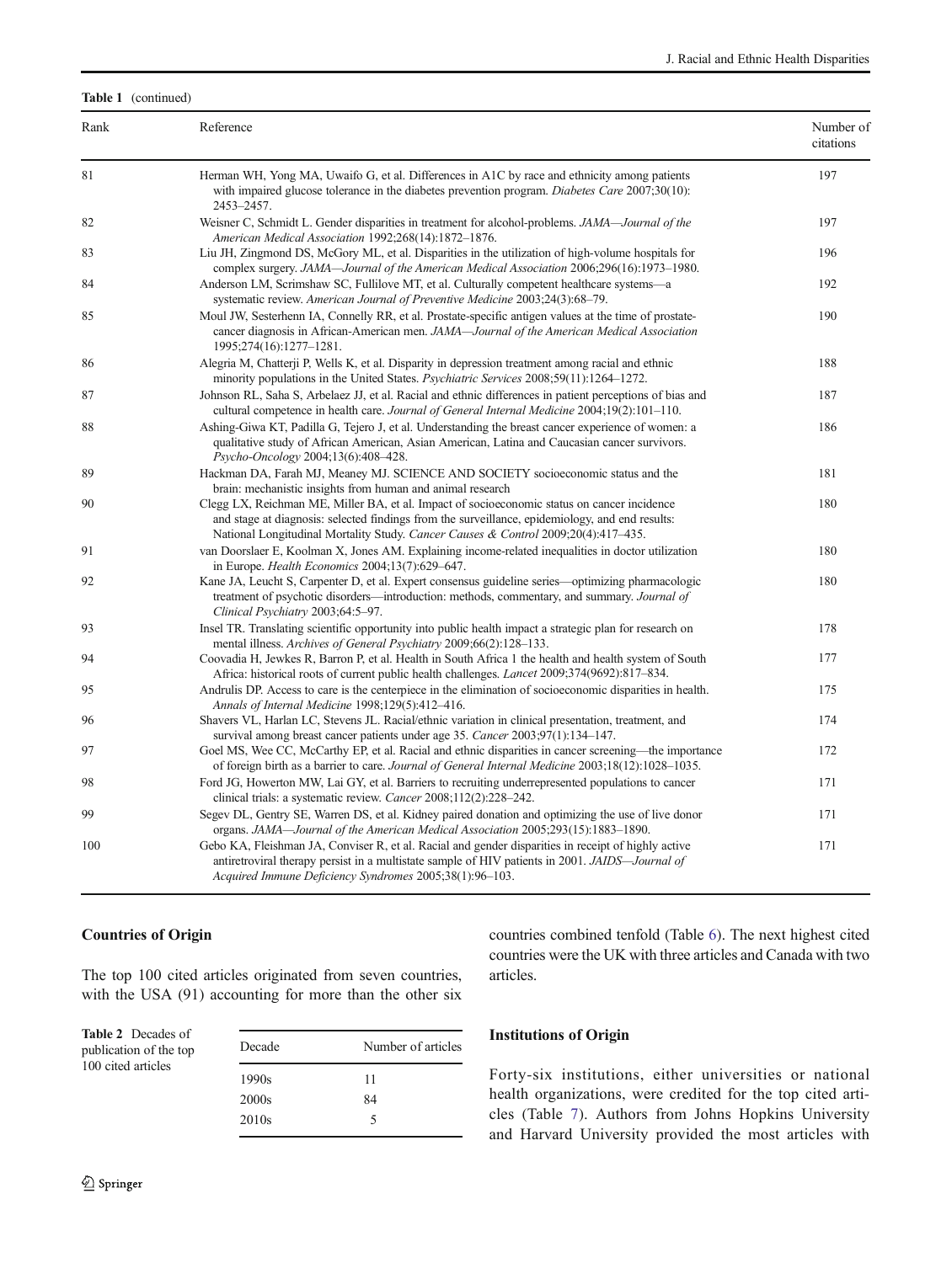**Table 1** (continued)

| Rank | Reference | Number of citations |
|---|---|---|
| 81 | Herman WH, Yong MA, Uwaifo G, et al. Differences in A1C by race and ethnicity among patients with impaired glucose tolerance in the diabetes prevention program. *Diabetes Care* 2007;30(10): 2453–2457. | 197 |
| 82 | Weisner C, Schmidt L. Gender disparities in treatment for alcohol-problems. *JAMA—Journal of the American Medical Association* 1992;268(14):1872–1876. | 197 |
| 83 | Liu JH, Zingmond DS, McGory ML, et al. Disparities in the utilization of high-volume hospitals for complex surgery. *JAMA—Journal of the American Medical Association* 2006;296(16):1973–1980. | 196 |
| 84 | Anderson LM, Scrimshaw SC, Fullilove MT, et al. Culturally competent healthcare systems—a systematic review. *American Journal of Preventive Medicine* 2003;24(3):68–79. | 192 |
| 85 | Moul JW, Sesterhenn IA, Connelly RR, et al. Prostate-specific antigen values at the time of prostate-cancer diagnosis in African-American men. *JAMA—Journal of the American Medical Association* 1995;274(16):1277–1281. | 190 |
| 86 | Alegria M, Chatterji P, Wells K, et al. Disparity in depression treatment among racial and ethnic minority populations in the United States. *Psychiatric Services* 2008;59(11):1264–1272. | 188 |
| 87 | Johnson RL, Saha S, Arbelaez JJ, et al. Racial and ethnic differences in patient perceptions of bias and cultural competence in health care. *Journal of General Internal Medicine* 2004;19(2):101–110. | 187 |
| 88 | Ashing-Giwa KT, Padilla G, Tejero J, et al. Understanding the breast cancer experience of women: a qualitative study of African American, Asian American, Latina and Caucasian cancer survivors. *Psycho-Oncology* 2004;13(6):408–428. | 186 |
| 89 | Hackman DA, Farah MJ, Meaney MJ. SCIENCE AND SOCIETY socioeconomic status and the brain: mechanistic insights from human and animal research | 181 |
| 90 | Clegg LX, Reichman ME, Miller BA, et al. Impact of socioeconomic status on cancer incidence and stage at diagnosis: selected findings from the surveillance, epidemiology, and end results: National Longitudinal Mortality Study. *Cancer Causes & Control* 2009;20(4):417–435. | 180 |
| 91 | van Doorslaer E, Koolman X, Jones AM. Explaining income-related inequalities in doctor utilization in Europe. *Health Economics* 2004;13(7):629–647. | 180 |
| 92 | Kane JA, Leucht S, Carpenter D, et al. Expert consensus guideline series—optimizing pharmacologic treatment of psychotic disorders—introduction: methods, commentary, and summary. *Journal of Clinical Psychiatry* 2003;64:5–97. | 180 |
| 93 | Insel TR. Translating scientific opportunity into public health impact a strategic plan for research on mental illness. *Archives of General Psychiatry* 2009;66(2):128–133. | 178 |
| 94 | Coovadia H, Jewkes R, Barron P, et al. Health in South Africa 1 the health and health system of South Africa: historical roots of current public health challenges. *Lancet* 2009;374(9692):817–834. | 177 |
| 95 | Andrulis DP. Access to care is the centerpiece in the elimination of socioeconomic disparities in health. *Annals of Internal Medicine* 1998;129(5):412–416. | 175 |
| 96 | Shavers VL, Harlan LC, Stevens JL. Racial/ethnic variation in clinical presentation, treatment, and survival among breast cancer patients under age 35. *Cancer* 2003;97(1):134–147. | 174 |
| 97 | Goel MS, Wee CC, McCarthy EP, et al. Racial and ethnic disparities in cancer screening—the importance of foreign birth as a barrier to care. *Journal of General Internal Medicine* 2003;18(12):1028–1035. | 172 |
| 98 | Ford JG, Howerton MW, Lai GY, et al. Barriers to recruiting underrepresented populations to cancer clinical trials: a systematic review. *Cancer* 2008;112(2):228–242. | 171 |
| 99 | Segev DL, Gentry SE, Warren DS, et al. Kidney paired donation and optimizing the use of live donor organs. *JAMA—Journal of the American Medical Association* 2005;293(15):1883–1890. | 171 |
| 100 | Gebo KA, Fleishman JA, Conviser R, et al. Racial and gender disparities in receipt of highly active antiretroviral therapy persist in a multistate sample of HIV patients in 2001. *JAIDS—Journal of Acquired Immune Deficiency Syndromes* 2005;38(1):96–103. | 171 |

### Countries of Origin

The top 100 cited articles originated from seven countries, with the USA (91) accounting for more than the other six countries combined tenfold (Table 6). The next highest cited countries were the UK with three articles and Canada with two articles.

**Table 2** Decades of publication of the top 100 cited articles

| Decade | Number of articles |
|---|---|
| 1990s | 11 |
| 2000s | 84 |
| 2010s | 5 |

### Institutions of Origin

Forty-six institutions, either universities or national health organizations, were credited for the top cited articles (Table 7). Authors from Johns Hopkins University and Harvard University provided the most articles with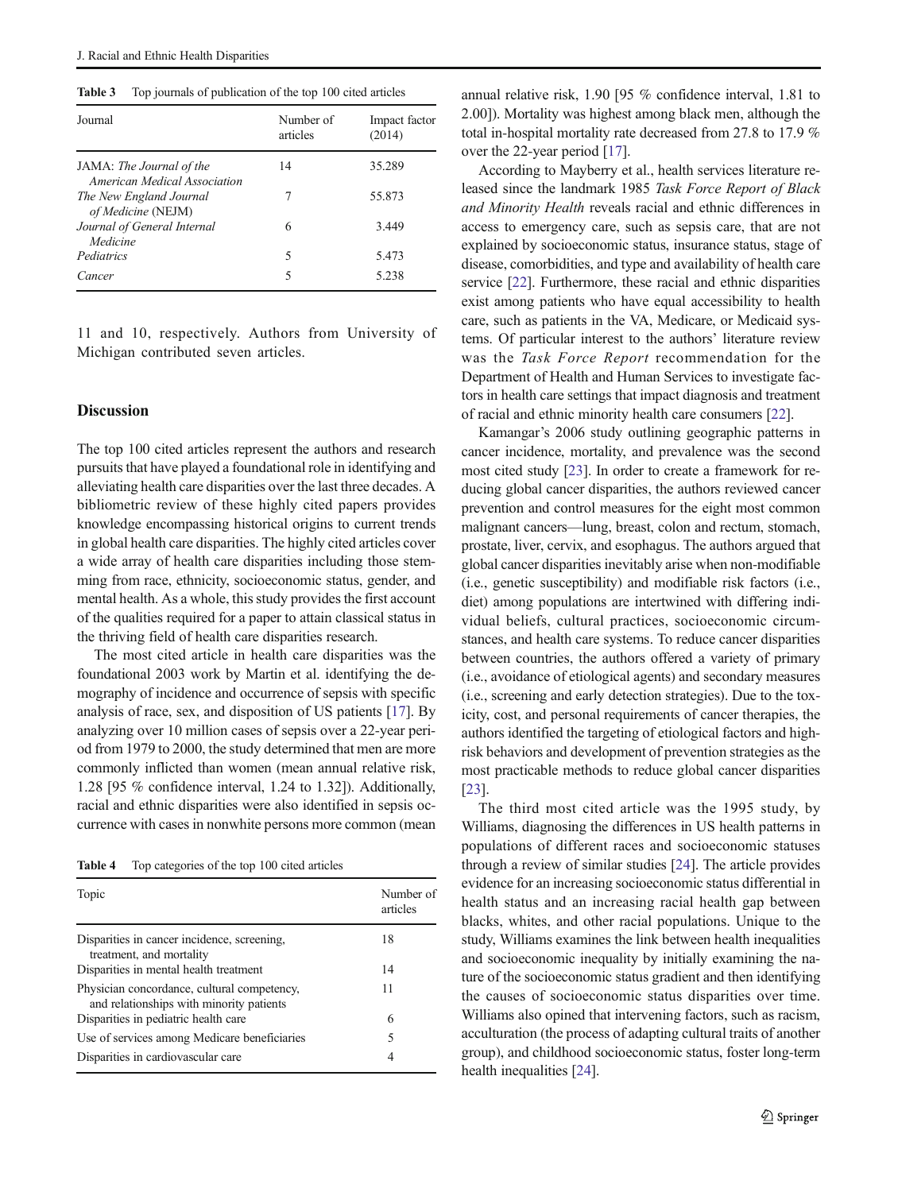**Table 3** Top journals of publication of the top 100 cited articles

| Journal | Number of articles | Impact factor (2014) |
|---|---|---|
| JAMA: *The Journal of the American Medical Association* | 14 | 35.289 |
| *The New England Journal of Medicine* (NEJM) | 7 | 55.873 |
| *Journal of General Internal Medicine* | 6 | 3.449 |
| *Pediatrics* | 5 | 5.473 |
| *Cancer* | 5 | 5.238 |

11 and 10, respectively. Authors from University of Michigan contributed seven articles.

## Discussion

The top 100 cited articles represent the authors and research pursuits that have played a foundational role in identifying and alleviating health care disparities over the last three decades. A bibliometric review of these highly cited papers provides knowledge encompassing historical origins to current trends in global health care disparities. The highly cited articles cover a wide array of health care disparities including those stemming from race, ethnicity, socioeconomic status, gender, and mental health. As a whole, this study provides the first account of the qualities required for a paper to attain classical status in the thriving field of health care disparities research.

The most cited article in health care disparities was the foundational 2003 work by Martin et al. identifying the demography of incidence and occurrence of sepsis with specific analysis of race, sex, and disposition of US patients [17]. By analyzing over 10 million cases of sepsis over a 22-year period from 1979 to 2000, the study determined that men are more commonly inflicted than women (mean annual relative risk, 1.28 [95 % confidence interval, 1.24 to 1.32]). Additionally, racial and ethnic disparities were also identified in sepsis occurrence with cases in nonwhite persons more common (mean annual relative risk, 1.90 [95 % confidence interval, 1.81 to 2.00]). Mortality was highest among black men, although the total in-hospital mortality rate decreased from 27.8 to 17.9 % over the 22-year period [17].

**Table 4** Top categories of the top 100 cited articles

| Topic | Number of articles |
|---|---|
| Disparities in cancer incidence, screening, treatment, and mortality | 18 |
| Disparities in mental health treatment | 14 |
| Physician concordance, cultural competency, and relationships with minority patients | 11 |
| Disparities in pediatric health care | 6 |
| Use of services among Medicare beneficiaries | 5 |
| Disparities in cardiovascular care | 4 |

According to Mayberry et al., health services literature released since the landmark 1985 *Task Force Report of Black and Minority Health* reveals racial and ethnic differences in access to emergency care, such as sepsis care, that are not explained by socioeconomic status, insurance status, stage of disease, comorbidities, and type and availability of health care service [22]. Furthermore, these racial and ethnic disparities exist among patients who have equal accessibility to health care, such as patients in the VA, Medicare, or Medicaid systems. Of particular interest to the authors' literature review was the *Task Force Report* recommendation for the Department of Health and Human Services to investigate factors in health care settings that impact diagnosis and treatment of racial and ethnic minority health care consumers [22].

Kamangar's 2006 study outlining geographic patterns in cancer incidence, mortality, and prevalence was the second most cited study [23]. In order to create a framework for reducing global cancer disparities, the authors reviewed cancer prevention and control measures for the eight most common malignant cancers—lung, breast, colon and rectum, stomach, prostate, liver, cervix, and esophagus. The authors argued that global cancer disparities inevitably arise when non-modifiable (i.e., genetic susceptibility) and modifiable risk factors (i.e., diet) among populations are intertwined with differing individual beliefs, cultural practices, socioeconomic circumstances, and health care systems. To reduce cancer disparities between countries, the authors offered a variety of primary (i.e., avoidance of etiological agents) and secondary measures (i.e., screening and early detection strategies). Due to the toxicity, cost, and personal requirements of cancer therapies, the authors identified the targeting of etiological factors and high-risk behaviors and development of prevention strategies as the most practicable methods to reduce global cancer disparities [23].

The third most cited article was the 1995 study, by Williams, diagnosing the differences in US health patterns in populations of different races and socioeconomic statuses through a review of similar studies [24]. The article provides evidence for an increasing socioeconomic status differential in health status and an increasing racial health gap between blacks, whites, and other racial populations. Unique to the study, Williams examines the link between health inequalities and socioeconomic inequality by initially examining the nature of the socioeconomic status gradient and then identifying the causes of socioeconomic status disparities over time. Williams also opined that intervening factors, such as racism, acculturation (the process of adapting cultural traits of another group), and childhood socioeconomic status, foster long-term health inequalities [24].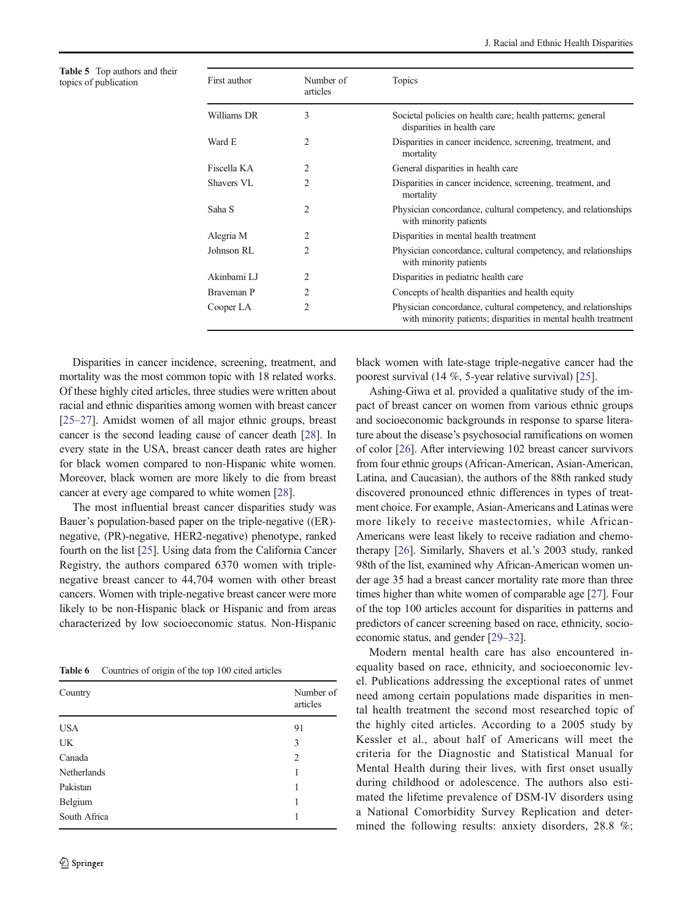**Table 5** Top authors and their topics of publication

| First author | Number of articles | Topics |
|---|---|---|
| Williams DR | 3 | Societal policies on health care; health patterns; general disparities in health care |
| Ward E | 2 | Disparities in cancer incidence, screening, treatment, and mortality |
| Fiscella KA | 2 | General disparities in health care |
| Shavers VL | 2 | Disparities in cancer incidence, screening, treatment, and mortality |
| Saha S | 2 | Physician concordance, cultural competency, and relationships with minority patients |
| Alegria M | 2 | Disparities in mental health treatment |
| Johnson RL | 2 | Physician concordance, cultural competency, and relationships with minority patients |
| Akinbami LJ | 2 | Disparities in pediatric health care |
| Braveman P | 2 | Concepts of health disparities and health equity |
| Cooper LA | 2 | Physician concordance, cultural competency, and relationships with minority patients; disparities in mental health treatment |

Disparities in cancer incidence, screening, treatment, and mortality was the most common topic with 18 related works. Of these highly cited articles, three studies were written about racial and ethnic disparities among women with breast cancer [25–27]. Amidst women of all major ethnic groups, breast cancer is the second leading cause of cancer death [28]. In every state in the USA, breast cancer death rates are higher for black women compared to non-Hispanic white women. Moreover, black women are more likely to die from breast cancer at every age compared to white women [28].

The most influential breast cancer disparities study was Bauer's population-based paper on the triple-negative ((ER)-negative, (PR)-negative, HER2-negative) phenotype, ranked fourth on the list [25]. Using data from the California Cancer Registry, the authors compared 6370 women with triple-negative breast cancer to 44,704 women with other breast cancers. Women with triple-negative breast cancer were more likely to be non-Hispanic black or Hispanic and from areas characterized by low socioeconomic status. Non-Hispanic black women with late-stage triple-negative cancer had the poorest survival (14 %, 5-year relative survival) [25].

Ashing-Giwa et al. provided a qualitative study of the impact of breast cancer on women from various ethnic groups and socioeconomic backgrounds in response to sparse literature about the disease's psychosocial ramifications on women of color [26]. After interviewing 102 breast cancer survivors from four ethnic groups (African-American, Asian-American, Latina, and Caucasian), the authors of the 88th ranked study discovered pronounced ethnic differences in types of treatment choice. For example, Asian-Americans and Latinas were more likely to receive mastectomies, while African-Americans were least likely to receive radiation and chemotherapy [26]. Similarly, Shavers et al.'s 2003 study, ranked 98th of the list, examined why African-American women under age 35 had a breast cancer mortality rate more than three times higher than white women of comparable age [27]. Four of the top 100 articles account for disparities in patterns and predictors of cancer screening based on race, ethnicity, socioeconomic status, and gender [29–32].

Modern mental health care has also encountered inequality based on race, ethnicity, and socioeconomic level. Publications addressing the exceptional rates of unmet need among certain populations made disparities in mental health treatment the second most researched topic of the highly cited articles. According to a 2005 study by Kessler et al., about half of Americans will meet the criteria for the Diagnostic and Statistical Manual for Mental Health during their lives, with first onset usually during childhood or adolescence. The authors also estimated the lifetime prevalence of DSM-IV disorders using a National Comorbidity Survey Replication and determined the following results: anxiety disorders, 28.8 %;

**Table 6** Countries of origin of the top 100 cited articles

| Country | Number of articles |
|---|---|
| USA | 91 |
| UK | 3 |
| Canada | 2 |
| Netherlands | 1 |
| Pakistan | 1 |
| Belgium | 1 |
| South Africa | 1 |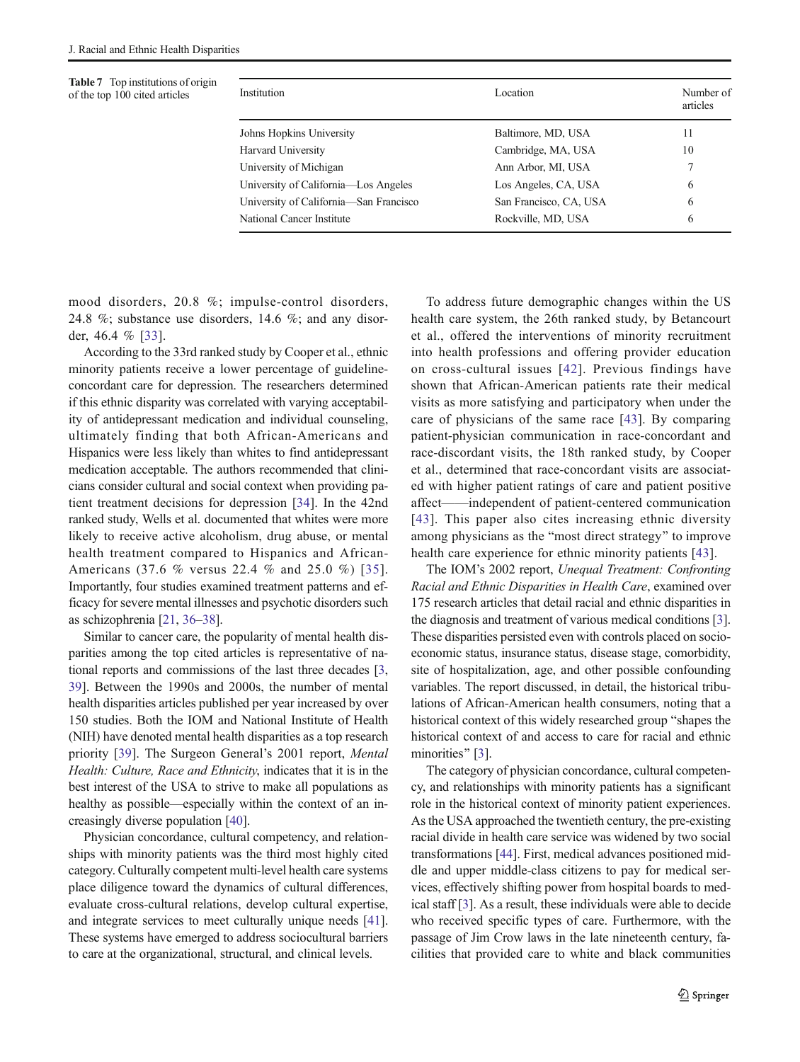Table 7 Top institutions of origin of the top 100 cited articles

| Institution | Location | Number of articles |
|---|---|---|
| Johns Hopkins University | Baltimore, MD, USA | 11 |
| Harvard University | Cambridge, MA, USA | 10 |
| University of Michigan | Ann Arbor, MI, USA | 7 |
| University of California—Los Angeles | Los Angeles, CA, USA | 6 |
| University of California—San Francisco | San Francisco, CA, USA | 6 |
| National Cancer Institute | Rockville, MD, USA | 6 |

mood disorders, 20.8 %; impulse-control disorders, 24.8 %; substance use disorders, 14.6 %; and any disorder, 46.4 % [33].

According to the 33rd ranked study by Cooper et al., ethnic minority patients receive a lower percentage of guideline-concordant care for depression. The researchers determined if this ethnic disparity was correlated with varying acceptability of antidepressant medication and individual counseling, ultimately finding that both African-Americans and Hispanics were less likely than whites to find antidepressant medication acceptable. The authors recommended that clinicians consider cultural and social context when providing patient treatment decisions for depression [34]. In the 42nd ranked study, Wells et al. documented that whites were more likely to receive active alcoholism, drug abuse, or mental health treatment compared to Hispanics and African-Americans (37.6 % versus 22.4 % and 25.0 %) [35]. Importantly, four studies examined treatment patterns and efficacy for severe mental illnesses and psychotic disorders such as schizophrenia [21, 36–38].

Similar to cancer care, the popularity of mental health disparities among the top cited articles is representative of national reports and commissions of the last three decades [3, 39]. Between the 1990s and 2000s, the number of mental health disparities articles published per year increased by over 150 studies. Both the IOM and National Institute of Health (NIH) have denoted mental health disparities as a top research priority [39]. The Surgeon General's 2001 report, *Mental Health: Culture, Race and Ethnicity*, indicates that it is in the best interest of the USA to strive to make all populations as healthy as possible—especially within the context of an increasingly diverse population [40].

Physician concordance, cultural competency, and relationships with minority patients was the third most highly cited category. Culturally competent multi-level health care systems place diligence toward the dynamics of cultural differences, evaluate cross-cultural relations, develop cultural expertise, and integrate services to meet culturally unique needs [41]. These systems have emerged to address sociocultural barriers to care at the organizational, structural, and clinical levels.

To address future demographic changes within the US health care system, the 26th ranked study, by Betancourt et al., offered the interventions of minority recruitment into health professions and offering provider education on cross-cultural issues [42]. Previous findings have shown that African-American patients rate their medical visits as more satisfying and participatory when under the care of physicians of the same race [43]. By comparing patient-physician communication in race-concordant and race-discordant visits, the 18th ranked study, by Cooper et al., determined that race-concordant visits are associated with higher patient ratings of care and patient positive affect——independent of patient-centered communication [43]. This paper also cites increasing ethnic diversity among physicians as the "most direct strategy" to improve health care experience for ethnic minority patients [43].

The IOM's 2002 report, *Unequal Treatment: Confronting Racial and Ethnic Disparities in Health Care*, examined over 175 research articles that detail racial and ethnic disparities in the diagnosis and treatment of various medical conditions [3]. These disparities persisted even with controls placed on socioeconomic status, insurance status, disease stage, comorbidity, site of hospitalization, age, and other possible confounding variables. The report discussed, in detail, the historical tribulations of African-American health consumers, noting that a historical context of this widely researched group "shapes the historical context of and access to care for racial and ethnic minorities" [3].

The category of physician concordance, cultural competency, and relationships with minority patients has a significant role in the historical context of minority patient experiences. As the USA approached the twentieth century, the pre-existing racial divide in health care service was widened by two social transformations [44]. First, medical advances positioned middle and upper middle-class citizens to pay for medical services, effectively shifting power from hospital boards to medical staff [3]. As a result, these individuals were able to decide who received specific types of care. Furthermore, with the passage of Jim Crow laws in the late nineteenth century, facilities that provided care to white and black communities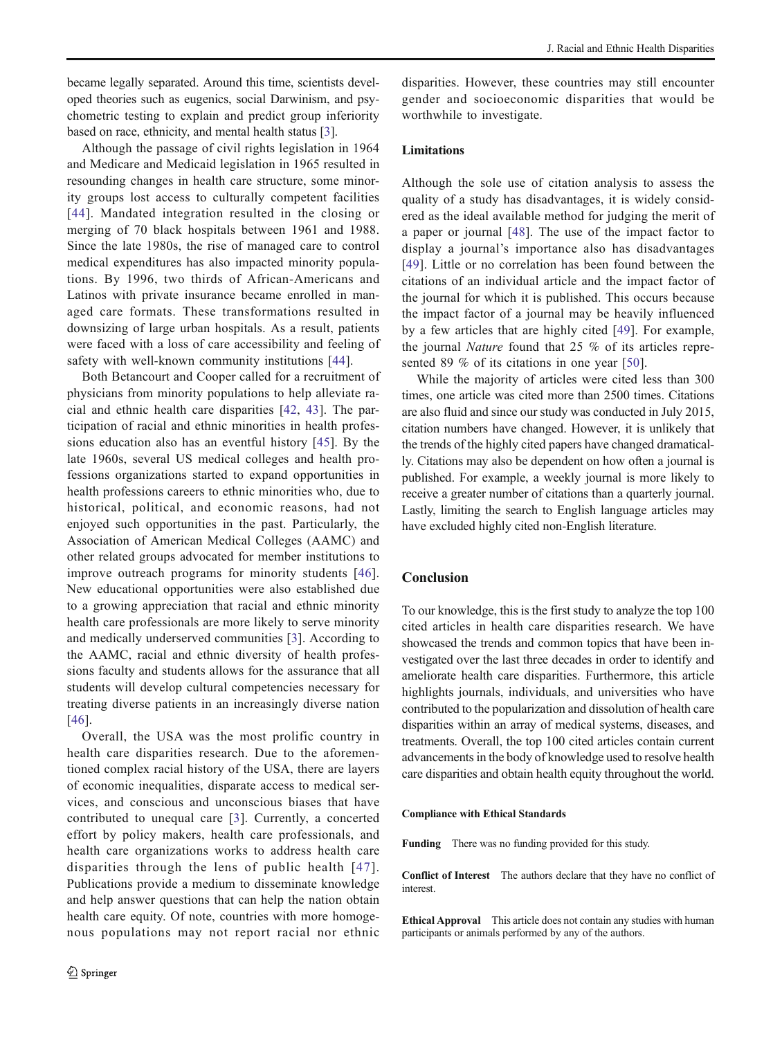became legally separated. Around this time, scientists developed theories such as eugenics, social Darwinism, and psychometric testing to explain and predict group inferiority based on race, ethnicity, and mental health status [3].

Although the passage of civil rights legislation in 1964 and Medicare and Medicaid legislation in 1965 resulted in resounding changes in health care structure, some minority groups lost access to culturally competent facilities [44]. Mandated integration resulted in the closing or merging of 70 black hospitals between 1961 and 1988. Since the late 1980s, the rise of managed care to control medical expenditures has also impacted minority populations. By 1996, two thirds of African-Americans and Latinos with private insurance became enrolled in managed care formats. These transformations resulted in downsizing of large urban hospitals. As a result, patients were faced with a loss of care accessibility and feeling of safety with well-known community institutions [44].

Both Betancourt and Cooper called for a recruitment of physicians from minority populations to help alleviate racial and ethnic health care disparities [42, 43]. The participation of racial and ethnic minorities in health professions education also has an eventful history [45]. By the late 1960s, several US medical colleges and health professions organizations started to expand opportunities in health professions careers to ethnic minorities who, due to historical, political, and economic reasons, had not enjoyed such opportunities in the past. Particularly, the Association of American Medical Colleges (AAMC) and other related groups advocated for member institutions to improve outreach programs for minority students [46]. New educational opportunities were also established due to a growing appreciation that racial and ethnic minority health care professionals are more likely to serve minority and medically underserved communities [3]. According to the AAMC, racial and ethnic diversity of health professions faculty and students allows for the assurance that all students will develop cultural competencies necessary for treating diverse patients in an increasingly diverse nation [46].

Overall, the USA was the most prolific country in health care disparities research. Due to the aforementioned complex racial history of the USA, there are layers of economic inequalities, disparate access to medical services, and conscious and unconscious biases that have contributed to unequal care [3]. Currently, a concerted effort by policy makers, health care professionals, and health care organizations works to address health care disparities through the lens of public health [47]. Publications provide a medium to disseminate knowledge and help answer questions that can help the nation obtain health care equity. Of note, countries with more homogenous populations may not report racial nor ethnic disparities. However, these countries may still encounter gender and socioeconomic disparities that would be worthwhile to investigate.

## Limitations

Although the sole use of citation analysis to assess the quality of a study has disadvantages, it is widely considered as the ideal available method for judging the merit of a paper or journal [48]. The use of the impact factor to display a journal's importance also has disadvantages [49]. Little or no correlation has been found between the citations of an individual article and the impact factor of the journal for which it is published. This occurs because the impact factor of a journal may be heavily influenced by a few articles that are highly cited [49]. For example, the journal *Nature* found that 25 % of its articles represented 89 % of its citations in one year [50].

While the majority of articles were cited less than 300 times, one article was cited more than 2500 times. Citations are also fluid and since our study was conducted in July 2015, citation numbers have changed. However, it is unlikely that the trends of the highly cited papers have changed dramatically. Citations may also be dependent on how often a journal is published. For example, a weekly journal is more likely to receive a greater number of citations than a quarterly journal. Lastly, limiting the search to English language articles may have excluded highly cited non-English literature.

## Conclusion

To our knowledge, this is the first study to analyze the top 100 cited articles in health care disparities research. We have showcased the trends and common topics that have been investigated over the last three decades in order to identify and ameliorate health care disparities. Furthermore, this article highlights journals, individuals, and universities who have contributed to the popularization and dissolution of health care disparities within an array of medical systems, diseases, and treatments. Overall, the top 100 cited articles contain current advancements in the body of knowledge used to resolve health care disparities and obtain health equity throughout the world.

#### Compliance with Ethical Standards

**Funding** There was no funding provided for this study.

**Conflict of Interest** The authors declare that they have no conflict of interest.

**Ethical Approval** This article does not contain any studies with human participants or animals performed by any of the authors.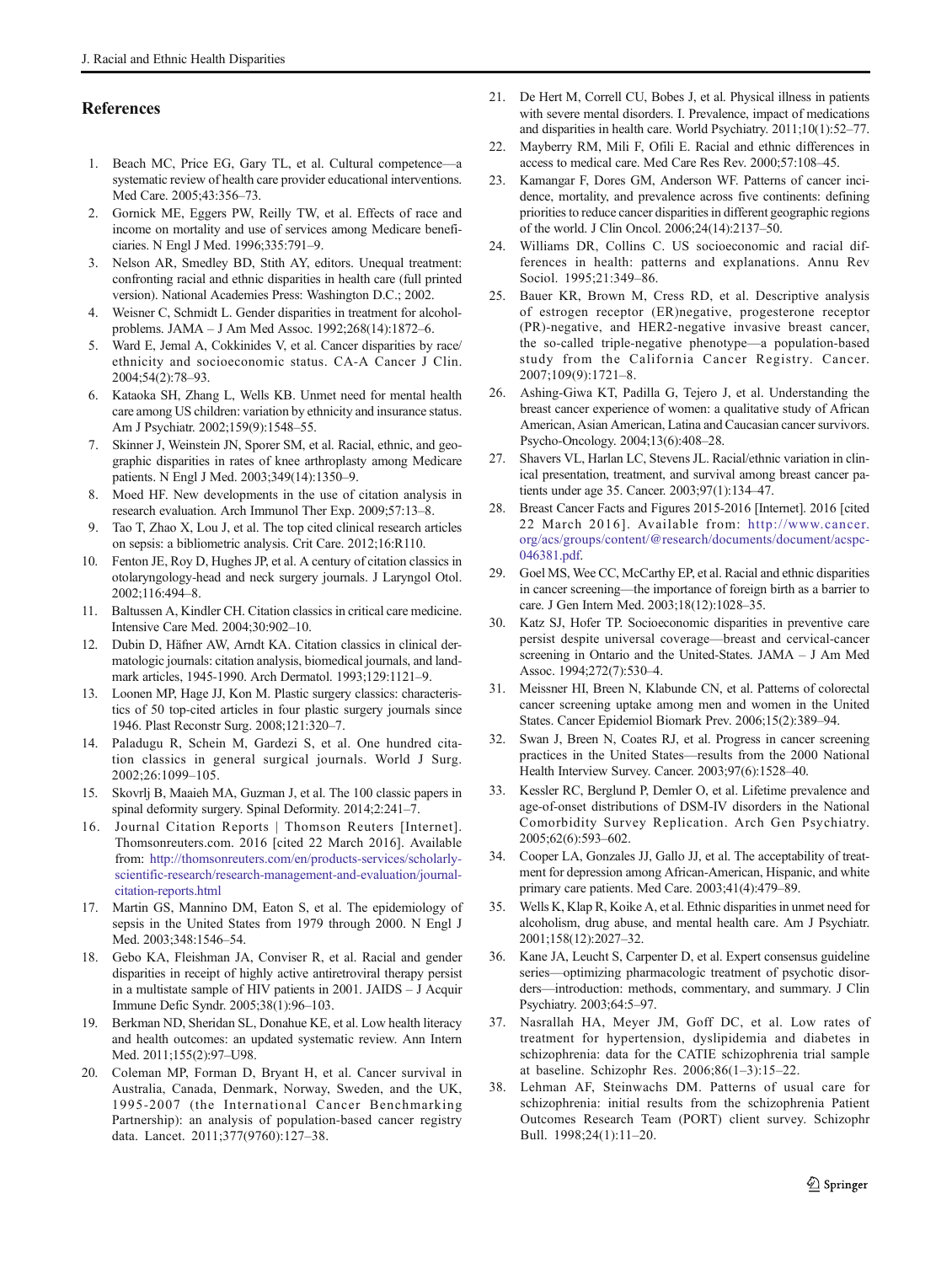## References

1. Beach MC, Price EG, Gary TL, et al. Cultural competence—a systematic review of health care provider educational interventions. Med Care. 2005;43:356–73.
2. Gornick ME, Eggers PW, Reilly TW, et al. Effects of race and income on mortality and use of services among Medicare beneficiaries. N Engl J Med. 1996;335:791–9.
3. Nelson AR, Smedley BD, Stith AY, editors. Unequal treatment: confronting racial and ethnic disparities in health care (full printed version). National Academies Press: Washington D.C.; 2002.
4. Weisner C, Schmidt L. Gender disparities in treatment for alcohol-problems. JAMA – J Am Med Assoc. 1992;268(14):1872–6.
5. Ward E, Jemal A, Cokkinides V, et al. Cancer disparities by race/ethnicity and socioeconomic status. CA-A Cancer J Clin. 2004;54(2):78–93.
6. Kataoka SH, Zhang L, Wells KB. Unmet need for mental health care among US children: variation by ethnicity and insurance status. Am J Psychiatr. 2002;159(9):1548–55.
7. Skinner J, Weinstein JN, Sporer SM, et al. Racial, ethnic, and geographic disparities in rates of knee arthroplasty among Medicare patients. N Engl J Med. 2003;349(14):1350–9.
8. Moed HF. New developments in the use of citation analysis in research evaluation. Arch Immunol Ther Exp. 2009;57:13–8.
9. Tao T, Zhao X, Lou J, et al. The top cited clinical research articles on sepsis: a bibliometric analysis. Crit Care. 2012;16:R110.
10. Fenton JE, Roy D, Hughes JP, et al. A century of citation classics in otolaryngology-head and neck surgery journals. J Laryngol Otol. 2002;116:494–8.
11. Baltussen A, Kindler CH. Citation classics in critical care medicine. Intensive Care Med. 2004;30:902–10.
12. Dubin D, Häfner AW, Arndt KA. Citation classics in clinical dermatologic journals: citation analysis, biomedical journals, and landmark articles, 1945-1990. Arch Dermatol. 1993;129:1121–9.
13. Loonen MP, Hage JJ, Kon M. Plastic surgery classics: characteristics of 50 top-cited articles in four plastic surgery journals since 1946. Plast Reconstr Surg. 2008;121:320–7.
14. Paladugu R, Schein M, Gardezi S, et al. One hundred citation classics in general surgical journals. World J Surg. 2002;26:1099–105.
15. Skovrlj B, Maaieh MA, Guzman J, et al. The 100 classic papers in spinal deformity surgery. Spinal Deformity. 2014;2:241–7.
16. Journal Citation Reports | Thomson Reuters [Internet]. Thomsonreuters.com. 2016 [cited 22 March 2016]. Available from: http://thomsonreuters.com/en/products-services/scholarly-scientific-research/research-management-and-evaluation/journal-citation-reports.html
17. Martin GS, Mannino DM, Eaton S, et al. The epidemiology of sepsis in the United States from 1979 through 2000. N Engl J Med. 2003;348:1546–54.
18. Gebo KA, Fleishman JA, Conviser R, et al. Racial and gender disparities in receipt of highly active antiretroviral therapy persist in a multistate sample of HIV patients in 2001. JAIDS – J Acquir Immune Defic Syndr. 2005;38(1):96–103.
19. Berkman ND, Sheridan SL, Donahue KE, et al. Low health literacy and health outcomes: an updated systematic review. Ann Intern Med. 2011;155(2):97–U98.
20. Coleman MP, Forman D, Bryant H, et al. Cancer survival in Australia, Canada, Denmark, Norway, Sweden, and the UK, 1995-2007 (the International Cancer Benchmarking Partnership): an analysis of population-based cancer registry data. Lancet. 2011;377(9760):127–38.
21. De Hert M, Correll CU, Bobes J, et al. Physical illness in patients with severe mental disorders. I. Prevalence, impact of medications and disparities in health care. World Psychiatry. 2011;10(1):52–77.
22. Mayberry RM, Mili F, Ofili E. Racial and ethnic differences in access to medical care. Med Care Res Rev. 2000;57:108–45.
23. Kamangar F, Dores GM, Anderson WF. Patterns of cancer incidence, mortality, and prevalence across five continents: defining priorities to reduce cancer disparities in different geographic regions of the world. J Clin Oncol. 2006;24(14):2137–50.
24. Williams DR, Collins C. US socioeconomic and racial differences in health: patterns and explanations. Annu Rev Sociol. 1995;21:349–86.
25. Bauer KR, Brown M, Cress RD, et al. Descriptive analysis of estrogen receptor (ER)negative, progesterone receptor (PR)-negative, and HER2-negative invasive breast cancer, the so-called triple-negative phenotype—a population-based study from the California Cancer Registry. Cancer. 2007;109(9):1721–8.
26. Ashing-Giwa KT, Padilla G, Tejero J, et al. Understanding the breast cancer experience of women: a qualitative study of African American, Asian American, Latina and Caucasian cancer survivors. Psycho-Oncology. 2004;13(6):408–28.
27. Shavers VL, Harlan LC, Stevens JL. Racial/ethnic variation in clinical presentation, treatment, and survival among breast cancer patients under age 35. Cancer. 2003;97(1):134–47.
28. Breast Cancer Facts and Figures 2015-2016 [Internet]. 2016 [cited 22 March 2016]. Available from: http://www.cancer.org/acs/groups/content/@research/documents/document/acspc-046381.pdf.
29. Goel MS, Wee CC, McCarthy EP, et al. Racial and ethnic disparities in cancer screening—the importance of foreign birth as a barrier to care. J Gen Intern Med. 2003;18(12):1028–35.
30. Katz SJ, Hofer TP. Socioeconomic disparities in preventive care persist despite universal coverage—breast and cervical-cancer screening in Ontario and the United-States. JAMA – J Am Med Assoc. 1994;272(7):530–4.
31. Meissner HI, Breen N, Klabunde CN, et al. Patterns of colorectal cancer screening uptake among men and women in the United States. Cancer Epidemiol Biomark Prev. 2006;15(2):389–94.
32. Swan J, Breen N, Coates RJ, et al. Progress in cancer screening practices in the United States—results from the 2000 National Health Interview Survey. Cancer. 2003;97(6):1528–40.
33. Kessler RC, Berglund P, Demler O, et al. Lifetime prevalence and age-of-onset distributions of DSM-IV disorders in the National Comorbidity Survey Replication. Arch Gen Psychiatry. 2005;62(6):593–602.
34. Cooper LA, Gonzales JJ, Gallo JJ, et al. The acceptability of treatment for depression among African-American, Hispanic, and white primary care patients. Med Care. 2003;41(4):479–89.
35. Wells K, Klap R, Koike A, et al. Ethnic disparities in unmet need for alcoholism, drug abuse, and mental health care. Am J Psychiatr. 2001;158(12):2027–32.
36. Kane JA, Leucht S, Carpenter D, et al. Expert consensus guideline series—optimizing pharmacologic treatment of psychotic disorders—introduction: methods, commentary, and summary. J Clin Psychiatry. 2003;64:5–97.
37. Nasrallah HA, Meyer JM, Goff DC, et al. Low rates of treatment for hypertension, dyslipidemia and diabetes in schizophrenia: data for the CATIE schizophrenia trial sample at baseline. Schizophr Res. 2006;86(1–3):15–22.
38. Lehman AF, Steinwachs DM. Patterns of usual care for schizophrenia: initial results from the schizophrenia Patient Outcomes Research Team (PORT) client survey. Schizophr Bull. 1998;24(1):11–20.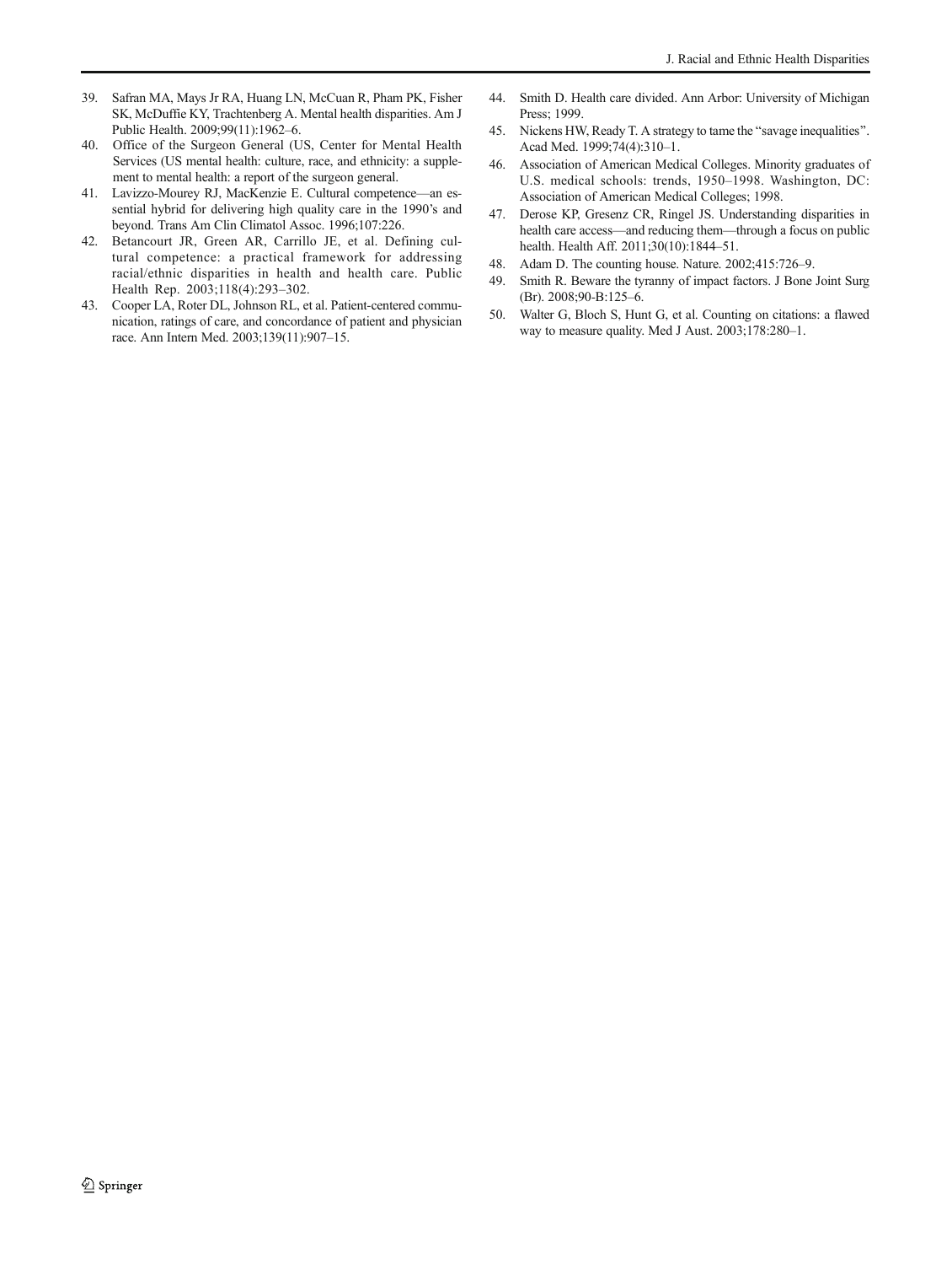39. Safran MA, Mays Jr RA, Huang LN, McCuan R, Pham PK, Fisher SK, McDuffie KY, Trachtenberg A. Mental health disparities. Am J Public Health. 2009;99(11):1962–6.
40. Office of the Surgeon General (US, Center for Mental Health Services (US mental health: culture, race, and ethnicity: a supplement to mental health: a report of the surgeon general.
41. Lavizzo-Mourey RJ, MacKenzie E. Cultural competence—an essential hybrid for delivering high quality care in the 1990's and beyond. Trans Am Clin Climatol Assoc. 1996;107:226.
42. Betancourt JR, Green AR, Carrillo JE, et al. Defining cultural competence: a practical framework for addressing racial/ethnic disparities in health and health care. Public Health Rep. 2003;118(4):293–302.
43. Cooper LA, Roter DL, Johnson RL, et al. Patient-centered communication, ratings of care, and concordance of patient and physician race. Ann Intern Med. 2003;139(11):907–15.
44. Smith D. Health care divided. Ann Arbor: University of Michigan Press; 1999.
45. Nickens HW, Ready T. A strategy to tame the "savage inequalities". Acad Med. 1999;74(4):310–1.
46. Association of American Medical Colleges. Minority graduates of U.S. medical schools: trends, 1950–1998. Washington, DC: Association of American Medical Colleges; 1998.
47. Derose KP, Gresenz CR, Ringel JS. Understanding disparities in health care access—and reducing them—through a focus on public health. Health Aff. 2011;30(10):1844–51.
48. Adam D. The counting house. Nature. 2002;415:726–9.
49. Smith R. Beware the tyranny of impact factors. J Bone Joint Surg (Br). 2008;90-B:125–6.
50. Walter G, Bloch S, Hunt G, et al. Counting on citations: a flawed way to measure quality. Med J Aust. 2003;178:280–1.